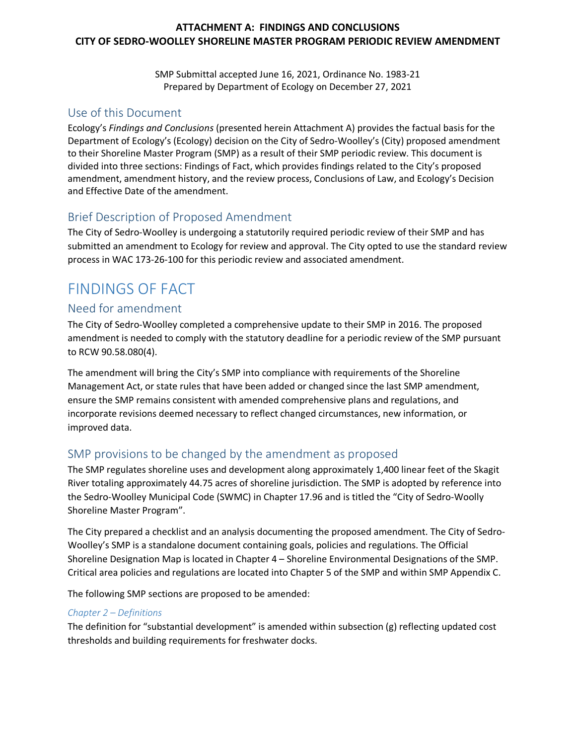**ATTACHMENT A: FINDINGS AND CONCLUSIONS**
**CITY OF SEDRO-WOOLLEY SHORELINE MASTER PROGRAM PERIODIC REVIEW AMENDMENT**

SMP Submittal accepted June 16, 2021, Ordinance No. 1983-21
Prepared by Department of Ecology on December 27, 2021

## Use of this Document

Ecology's *Findings and Conclusions* (presented herein Attachment A) provides the factual basis for the Department of Ecology's (Ecology) decision on the City of Sedro-Woolley's (City) proposed amendment to their Shoreline Master Program (SMP) as a result of their SMP periodic review. This document is divided into three sections: Findings of Fact, which provides findings related to the City's proposed amendment, amendment history, and the review process, Conclusions of Law, and Ecology's Decision and Effective Date of the amendment.

## Brief Description of Proposed Amendment

The City of Sedro-Woolley is undergoing a statutorily required periodic review of their SMP and has submitted an amendment to Ecology for review and approval. The City opted to use the standard review process in WAC 173-26-100 for this periodic review and associated amendment.

# FINDINGS OF FACT

## Need for amendment

The City of Sedro-Woolley completed a comprehensive update to their SMP in 2016. The proposed amendment is needed to comply with the statutory deadline for a periodic review of the SMP pursuant to RCW 90.58.080(4).

The amendment will bring the City's SMP into compliance with requirements of the Shoreline Management Act, or state rules that have been added or changed since the last SMP amendment, ensure the SMP remains consistent with amended comprehensive plans and regulations, and incorporate revisions deemed necessary to reflect changed circumstances, new information, or improved data.

## SMP provisions to be changed by the amendment as proposed

The SMP regulates shoreline uses and development along approximately 1,400 linear feet of the Skagit River totaling approximately 44.75 acres of shoreline jurisdiction. The SMP is adopted by reference into the Sedro-Woolley Municipal Code (SWMC) in Chapter 17.96 and is titled the "City of Sedro-Woolly Shoreline Master Program".

The City prepared a checklist and an analysis documenting the proposed amendment. The City of Sedro-Woolley's SMP is a standalone document containing goals, policies and regulations. The Official Shoreline Designation Map is located in Chapter 4 – Shoreline Environmental Designations of the SMP. Critical area policies and regulations are located into Chapter 5 of the SMP and within SMP Appendix C.

The following SMP sections are proposed to be amended:

### *Chapter 2 – Definitions*

The definition for "substantial development" is amended within subsection (g) reflecting updated cost thresholds and building requirements for freshwater docks.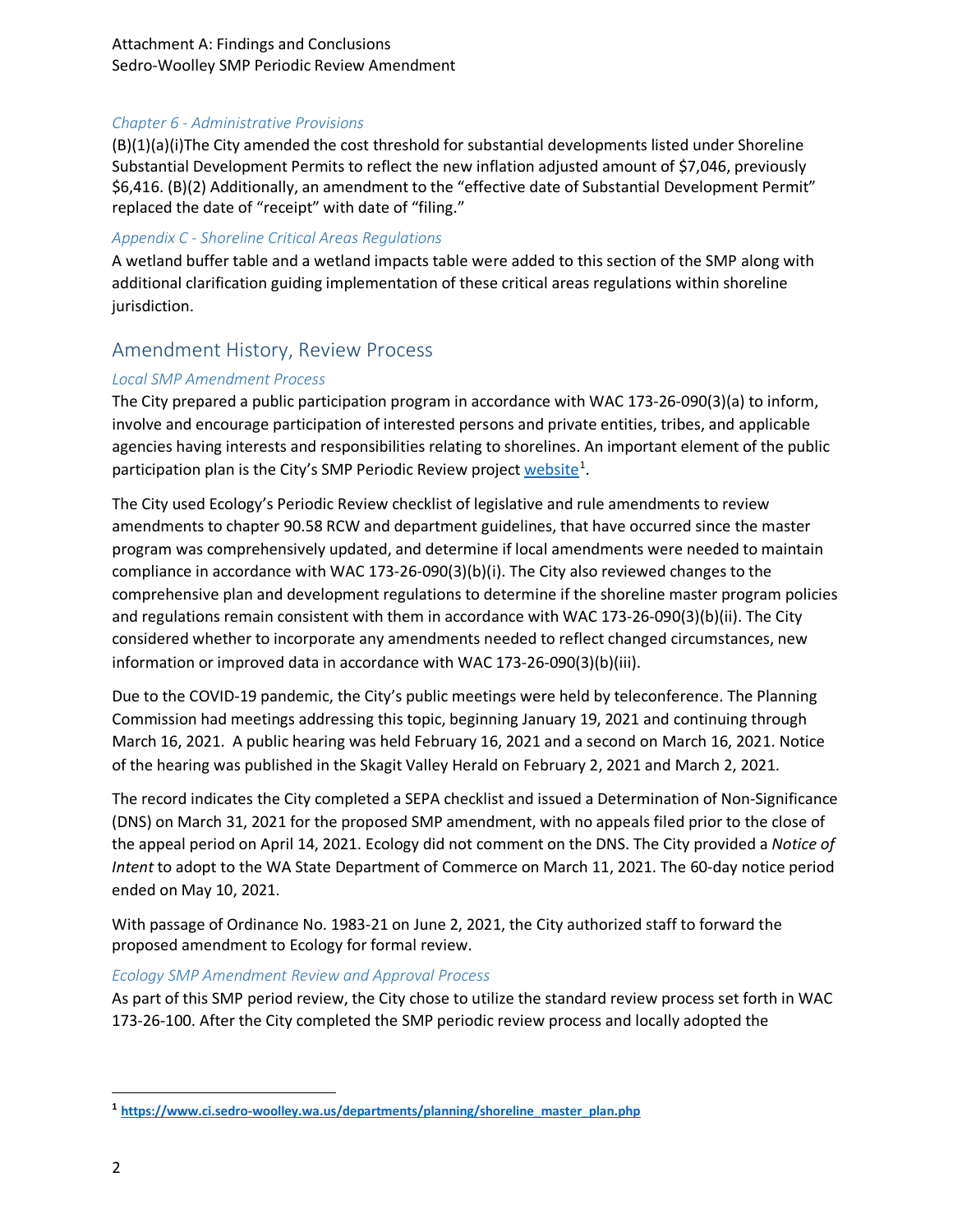*Chapter 6 - Administrative Provisions*

(B)(1)(a)(i)The City amended the cost threshold for substantial developments listed under Shoreline Substantial Development Permits to reflect the new inflation adjusted amount of $7,046, previously $6,416. (B)(2) Additionally, an amendment to the "effective date of Substantial Development Permit" replaced the date of "receipt" with date of "filing."

*Appendix C - Shoreline Critical Areas Regulations*

A wetland buffer table and a wetland impacts table were added to this section of the SMP along with additional clarification guiding implementation of these critical areas regulations within shoreline jurisdiction.

## Amendment History, Review Process

*Local SMP Amendment Process*

The City prepared a public participation program in accordance with WAC 173-26-090(3)(a) to inform, involve and encourage participation of interested persons and private entities, tribes, and applicable agencies having interests and responsibilities relating to shorelines. An important element of the public participation plan is the City's SMP Periodic Review project website[1].

The City used Ecology's Periodic Review checklist of legislative and rule amendments to review amendments to chapter 90.58 RCW and department guidelines, that have occurred since the master program was comprehensively updated, and determine if local amendments were needed to maintain compliance in accordance with WAC 173-26-090(3)(b)(i). The City also reviewed changes to the comprehensive plan and development regulations to determine if the shoreline master program policies and regulations remain consistent with them in accordance with WAC 173-26-090(3)(b)(ii). The City considered whether to incorporate any amendments needed to reflect changed circumstances, new information or improved data in accordance with WAC 173-26-090(3)(b)(iii).

Due to the COVID-19 pandemic, the City's public meetings were held by teleconference. The Planning Commission had meetings addressing this topic, beginning January 19, 2021 and continuing through March 16, 2021. A public hearing was held February 16, 2021 and a second on March 16, 2021. Notice of the hearing was published in the Skagit Valley Herald on February 2, 2021 and March 2, 2021.

The record indicates the City completed a SEPA checklist and issued a Determination of Non-Significance (DNS) on March 31, 2021 for the proposed SMP amendment, with no appeals filed prior to the close of the appeal period on April 14, 2021. Ecology did not comment on the DNS. The City provided a *Notice of Intent* to adopt to the WA State Department of Commerce on March 11, 2021. The 60-day notice period ended on May 10, 2021.

With passage of Ordinance No. 1983-21 on June 2, 2021, the City authorized staff to forward the proposed amendment to Ecology for formal review.

*Ecology SMP Amendment Review and Approval Process*

As part of this SMP period review, the City chose to utilize the standard review process set forth in WAC 173-26-100. After the City completed the SMP periodic review process and locally adopted the

[1] https://www.ci.sedro-woolley.wa.us/departments/planning/shoreline_master_plan.php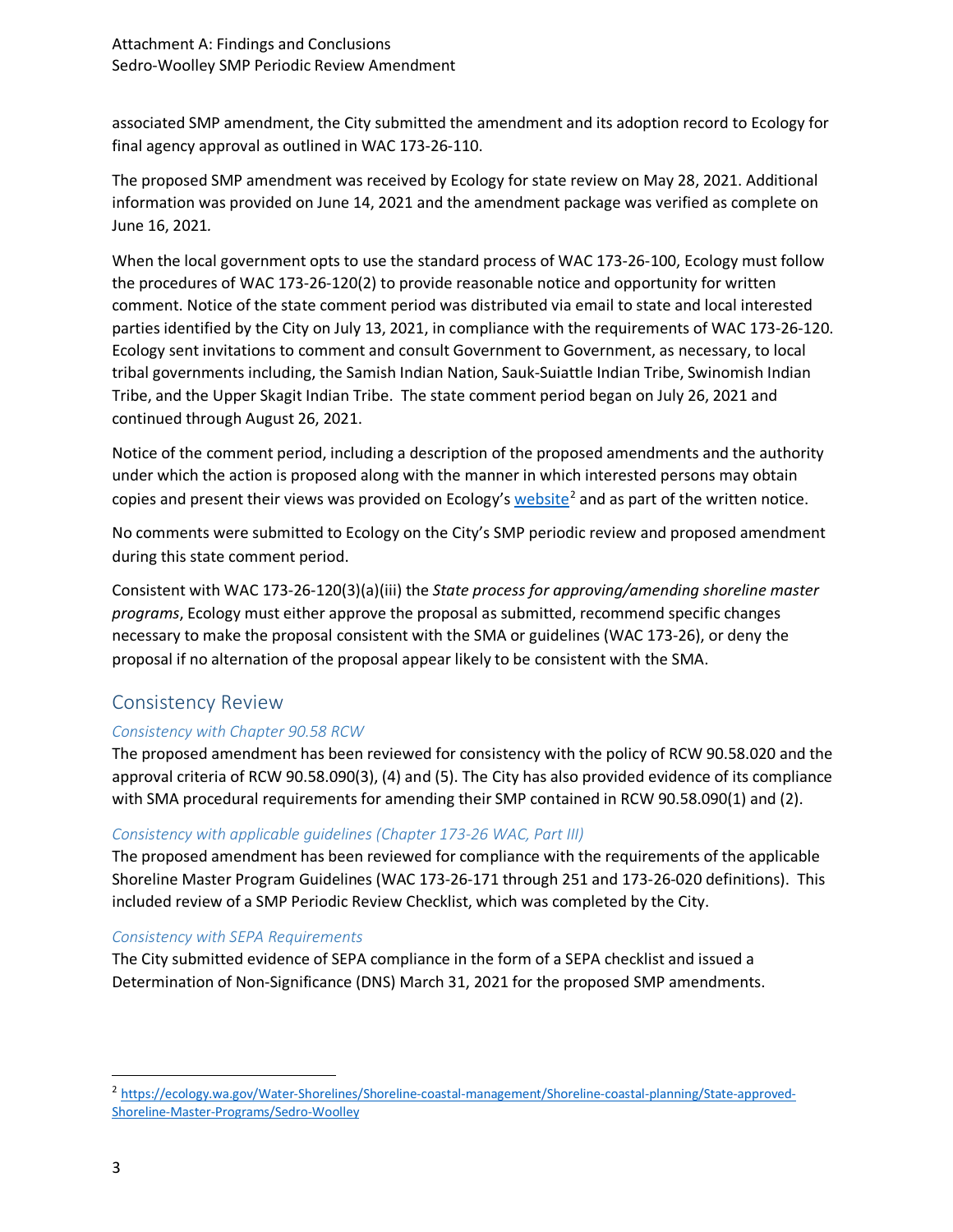associated SMP amendment, the City submitted the amendment and its adoption record to Ecology for final agency approval as outlined in WAC 173-26-110.

The proposed SMP amendment was received by Ecology for state review on May 28, 2021. Additional information was provided on June 14, 2021 and the amendment package was verified as complete on June 16, 2021.

When the local government opts to use the standard process of WAC 173-26-100, Ecology must follow the procedures of WAC 173-26-120(2) to provide reasonable notice and opportunity for written comment. Notice of the state comment period was distributed via email to state and local interested parties identified by the City on July 13, 2021, in compliance with the requirements of WAC 173-26-120. Ecology sent invitations to comment and consult Government to Government, as necessary, to local tribal governments including, the Samish Indian Nation, Sauk-Suiattle Indian Tribe, Swinomish Indian Tribe, and the Upper Skagit Indian Tribe. The state comment period began on July 26, 2021 and continued through August 26, 2021.

Notice of the comment period, including a description of the proposed amendments and the authority under which the action is proposed along with the manner in which interested persons may obtain copies and present their views was provided on Ecology's [website](https://ecology.wa.gov/Water-Shorelines/Shoreline-coastal-management/Shoreline-coastal-planning/State-approved-Shoreline-Master-Programs/Sedro-Woolley)[2] and as part of the written notice.

No comments were submitted to Ecology on the City's SMP periodic review and proposed amendment during this state comment period.

Consistent with WAC 173-26-120(3)(a)(iii) the *State process for approving/amending shoreline master programs*, Ecology must either approve the proposal as submitted, recommend specific changes necessary to make the proposal consistent with the SMA or guidelines (WAC 173-26), or deny the proposal if no alternation of the proposal appear likely to be consistent with the SMA.

## Consistency Review

### *Consistency with Chapter 90.58 RCW*

The proposed amendment has been reviewed for consistency with the policy of RCW 90.58.020 and the approval criteria of RCW 90.58.090(3), (4) and (5). The City has also provided evidence of its compliance with SMA procedural requirements for amending their SMP contained in RCW 90.58.090(1) and (2).

### *Consistency with applicable guidelines (Chapter 173-26 WAC, Part III)*

The proposed amendment has been reviewed for compliance with the requirements of the applicable Shoreline Master Program Guidelines (WAC 173-26-171 through 251 and 173-26-020 definitions). This included review of a SMP Periodic Review Checklist, which was completed by the City.

### *Consistency with SEPA Requirements*

The City submitted evidence of SEPA compliance in the form of a SEPA checklist and issued a Determination of Non-Significance (DNS) March 31, 2021 for the proposed SMP amendments.

---

[2] https://ecology.wa.gov/Water-Shorelines/Shoreline-coastal-management/Shoreline-coastal-planning/State-approved-Shoreline-Master-Programs/Sedro-Woolley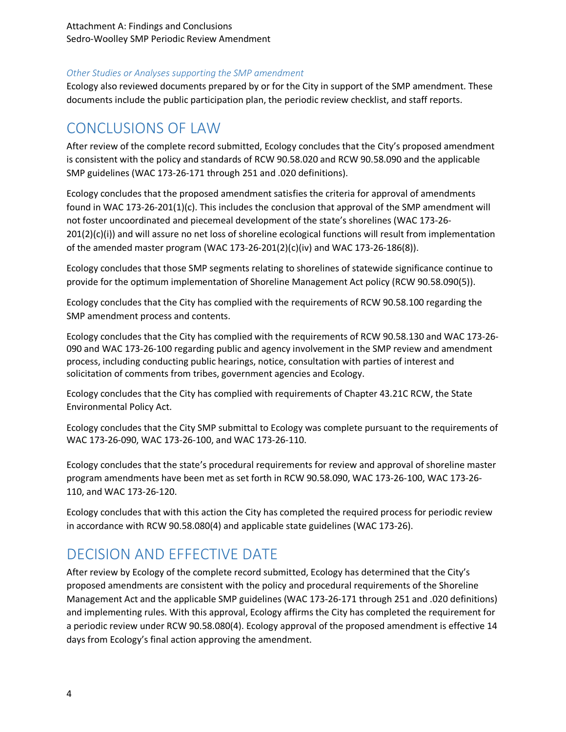*Other Studies or Analyses supporting the SMP amendment*

Ecology also reviewed documents prepared by or for the City in support of the SMP amendment. These documents include the public participation plan, the periodic review checklist, and staff reports.

# CONCLUSIONS OF LAW

After review of the complete record submitted, Ecology concludes that the City's proposed amendment is consistent with the policy and standards of RCW 90.58.020 and RCW 90.58.090 and the applicable SMP guidelines (WAC 173-26-171 through 251 and .020 definitions).

Ecology concludes that the proposed amendment satisfies the criteria for approval of amendments found in WAC 173-26-201(1)(c). This includes the conclusion that approval of the SMP amendment will not foster uncoordinated and piecemeal development of the state's shorelines (WAC 173-26-201(2)(c)(i)) and will assure no net loss of shoreline ecological functions will result from implementation of the amended master program (WAC 173-26-201(2)(c)(iv) and WAC 173-26-186(8)).

Ecology concludes that those SMP segments relating to shorelines of statewide significance continue to provide for the optimum implementation of Shoreline Management Act policy (RCW 90.58.090(5)).

Ecology concludes that the City has complied with the requirements of RCW 90.58.100 regarding the SMP amendment process and contents.

Ecology concludes that the City has complied with the requirements of RCW 90.58.130 and WAC 173-26-090 and WAC 173-26-100 regarding public and agency involvement in the SMP review and amendment process, including conducting public hearings, notice, consultation with parties of interest and solicitation of comments from tribes, government agencies and Ecology.

Ecology concludes that the City has complied with requirements of Chapter 43.21C RCW, the State Environmental Policy Act.

Ecology concludes that the City SMP submittal to Ecology was complete pursuant to the requirements of WAC 173-26-090, WAC 173-26-100, and WAC 173-26-110.

Ecology concludes that the state's procedural requirements for review and approval of shoreline master program amendments have been met as set forth in RCW 90.58.090, WAC 173-26-100, WAC 173-26-110, and WAC 173-26-120.

Ecology concludes that with this action the City has completed the required process for periodic review in accordance with RCW 90.58.080(4) and applicable state guidelines (WAC 173-26).

# DECISION AND EFFECTIVE DATE

After review by Ecology of the complete record submitted, Ecology has determined that the City's proposed amendments are consistent with the policy and procedural requirements of the Shoreline Management Act and the applicable SMP guidelines (WAC 173-26-171 through 251 and .020 definitions) and implementing rules. With this approval, Ecology affirms the City has completed the requirement for a periodic review under RCW 90.58.080(4). Ecology approval of the proposed amendment is effective 14 days from Ecology's final action approving the amendment.